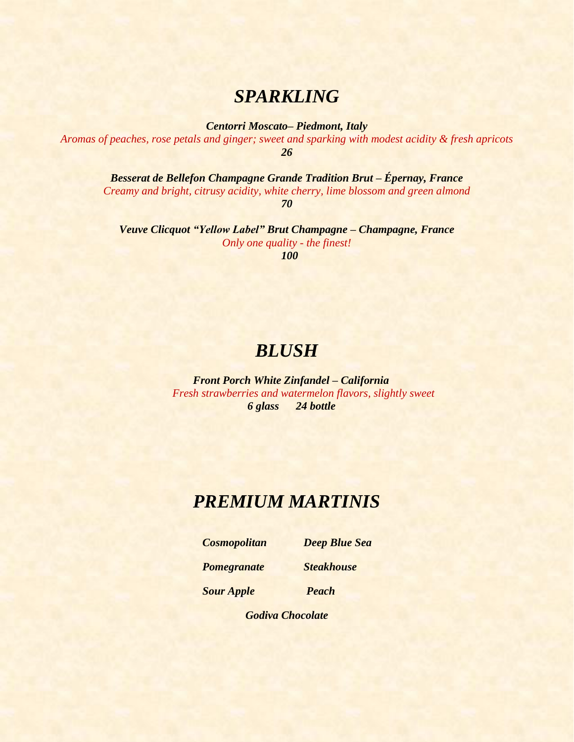# *SPARKLING*

***Centorri Moscato– Piedmont, Italy***
*Aromas of peaches, rose petals and ginger; sweet and sparking with modest acidity & fresh apricots*
***26***

***Besserat de Bellefon Champagne Grande Tradition Brut – Épernay, France***
*Creamy and bright, citrusy acidity, white cherry, lime blossom and green almond*
***70***

***Veuve Clicquot "Yellow Label" Brut Champagne – Champagne, France***
*Only one quality - the finest!*
***100***

# *BLUSH*

***Front Porch White Zinfandel – California***
*Fresh strawberries and watermelon flavors, slightly sweet*
***6 glass 24 bottle***

# *PREMIUM MARTINIS*

***Cosmopolitan*** ***Deep Blue Sea***

***Pomegranate*** ***Steakhouse***

***Sour Apple*** ***Peach***

***Godiva Chocolate***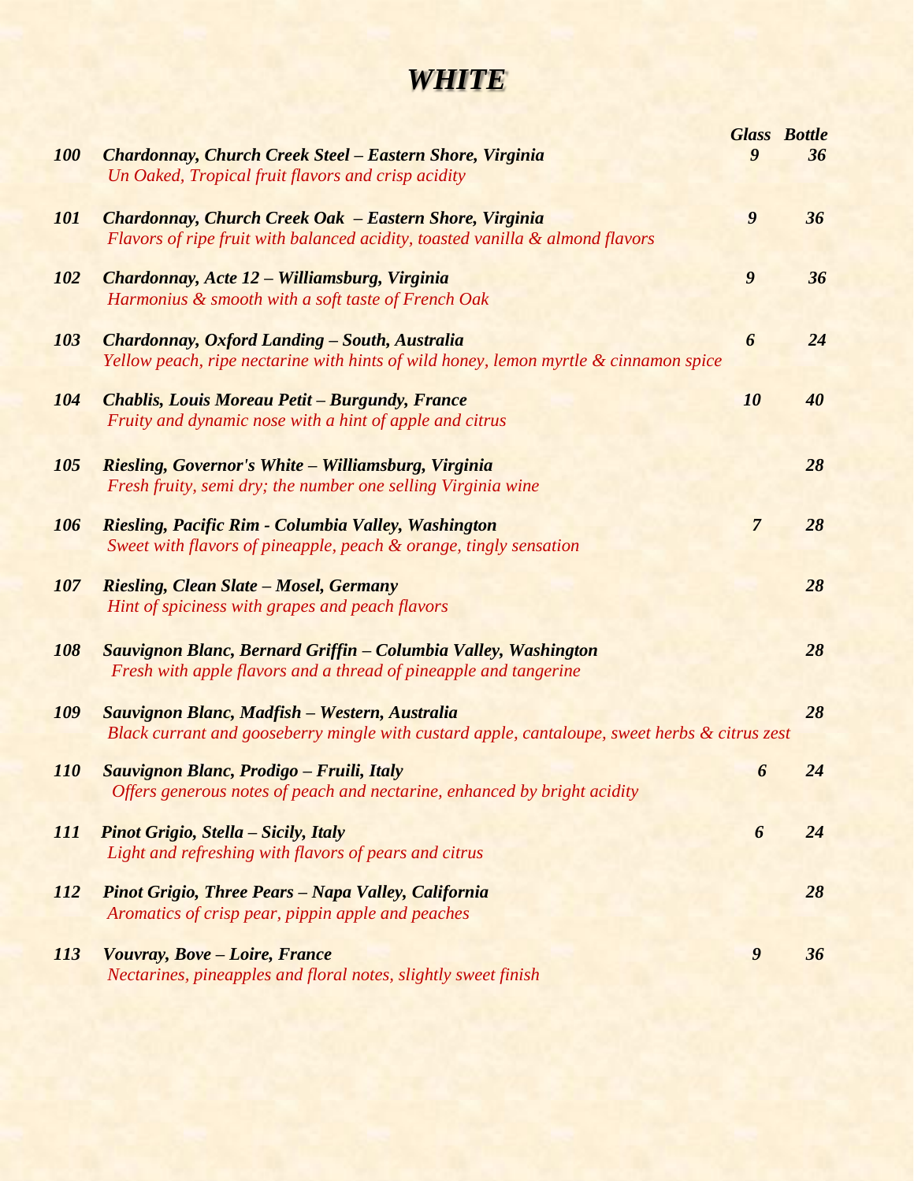# WHITE

| No. | Wine | Glass | Bottle |
|---|---|---|---|
| 100 | ***Chardonnay, Church Creek Steel – Eastern Shore, Virginia***<br>*Un Oaked, Tropical fruit flavors and crisp acidity* | 9 | 36 |
| 101 | ***Chardonnay, Church Creek Oak – Eastern Shore, Virginia***<br>*Flavors of ripe fruit with balanced acidity, toasted vanilla & almond flavors* | 9 | 36 |
| 102 | ***Chardonnay, Acte 12 – Williamsburg, Virginia***<br>*Harmonius & smooth with a soft taste of French Oak* | 9 | 36 |
| 103 | ***Chardonnay, Oxford Landing – South, Australia***<br>*Yellow peach, ripe nectarine with hints of wild honey, lemon myrtle & cinnamon spice* | 6 | 24 |
| 104 | ***Chablis, Louis Moreau Petit – Burgundy, France***<br>*Fruity and dynamic nose with a hint of apple and citrus* | 10 | 40 |
| 105 | ***Riesling, Governor's White – Williamsburg, Virginia***<br>*Fresh fruity, semi dry; the number one selling Virginia wine* | | 28 |
| 106 | ***Riesling, Pacific Rim - Columbia Valley, Washington***<br>*Sweet with flavors of pineapple, peach & orange, tingly sensation* | 7 | 28 |
| 107 | ***Riesling, Clean Slate – Mosel, Germany***<br>*Hint of spiciness with grapes and peach flavors* | | 28 |
| 108 | ***Sauvignon Blanc, Bernard Griffin – Columbia Valley, Washington***<br>*Fresh with apple flavors and a thread of pineapple and tangerine* | | 28 |
| 109 | ***Sauvignon Blanc, Madfish – Western, Australia***<br>*Black currant and gooseberry mingle with custard apple, cantaloupe, sweet herbs & citrus zest* | | 28 |
| 110 | ***Sauvignon Blanc, Prodigo – Fruili, Italy***<br>*Offers generous notes of peach and nectarine, enhanced by bright acidity* | 6 | 24 |
| 111 | ***Pinot Grigio, Stella – Sicily, Italy***<br>*Light and refreshing with flavors of pears and citrus* | 6 | 24 |
| 112 | ***Pinot Grigio, Three Pears – Napa Valley, California***<br>*Aromatics of crisp pear, pippin apple and peaches* | | 28 |
| 113 | ***Vouvray, Bove – Loire, France***<br>*Nectarines, pineapples and floral notes, slightly sweet finish* | 9 | 36 |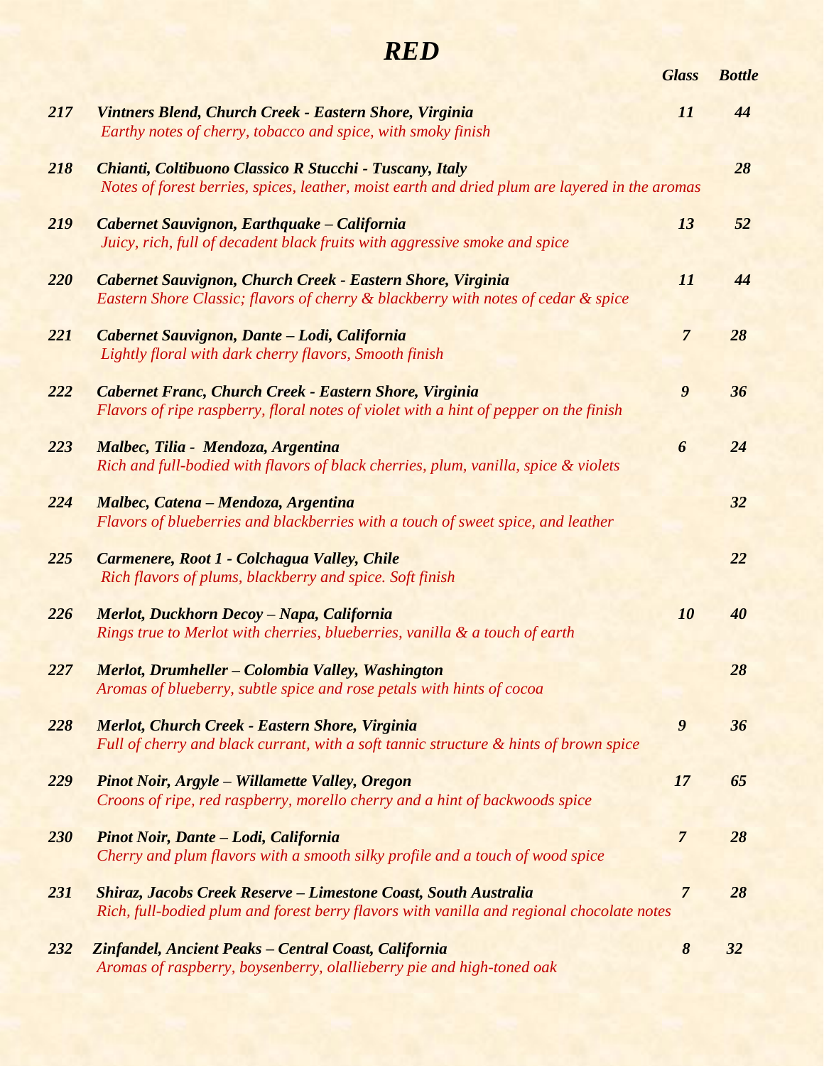# *RED*

| | | Glass | Bottle |
|---|---|---|---|
| 217 | ***Vintners Blend, Church Creek - Eastern Shore, Virginia***<br>*Earthy notes of cherry, tobacco and spice, with smoky finish* | 11 | 44 |
| 218 | ***Chianti, Coltibuono Classico R Stucchi - Tuscany, Italy***<br>*Notes of forest berries, spices, leather, moist earth and dried plum are layered in the aromas* | | 28 |
| 219 | ***Cabernet Sauvignon, Earthquake – California***<br>*Juicy, rich, full of decadent black fruits with aggressive smoke and spice* | 13 | 52 |
| 220 | ***Cabernet Sauvignon, Church Creek - Eastern Shore, Virginia***<br>*Eastern Shore Classic; flavors of cherry & blackberry with notes of cedar & spice* | 11 | 44 |
| 221 | ***Cabernet Sauvignon, Dante – Lodi, California***<br>*Lightly floral with dark cherry flavors, Smooth finish* | 7 | 28 |
| 222 | ***Cabernet Franc, Church Creek - Eastern Shore, Virginia***<br>*Flavors of ripe raspberry, floral notes of violet with a hint of pepper on the finish* | 9 | 36 |
| 223 | ***Malbec, Tilia - Mendoza, Argentina***<br>*Rich and full-bodied with flavors of black cherries, plum, vanilla, spice & violets* | 6 | 24 |
| 224 | ***Malbec, Catena – Mendoza, Argentina***<br>*Flavors of blueberries and blackberries with a touch of sweet spice, and leather* | | 32 |
| 225 | ***Carmenere, Root 1 - Colchagua Valley, Chile***<br>*Rich flavors of plums, blackberry and spice. Soft finish* | | 22 |
| 226 | ***Merlot, Duckhorn Decoy – Napa, California***<br>*Rings true to Merlot with cherries, blueberries, vanilla & a touch of earth* | 10 | 40 |
| 227 | ***Merlot, Drumheller – Colombia Valley, Washington***<br>*Aromas of blueberry, subtle spice and rose petals with hints of cocoa* | | 28 |
| 228 | ***Merlot, Church Creek - Eastern Shore, Virginia***<br>*Full of cherry and black currant, with a soft tannic structure & hints of brown spice* | 9 | 36 |
| 229 | ***Pinot Noir, Argyle – Willamette Valley, Oregon***<br>*Croons of ripe, red raspberry, morello cherry and a hint of backwoods spice* | 17 | 65 |
| 230 | ***Pinot Noir, Dante – Lodi, California***<br>*Cherry and plum flavors with a smooth silky profile and a touch of wood spice* | 7 | 28 |
| 231 | ***Shiraz, Jacobs Creek Reserve – Limestone Coast, South Australia***<br>*Rich, full-bodied plum and forest berry flavors with vanilla and regional chocolate notes* | 7 | 28 |
| 232 | ***Zinfandel, Ancient Peaks – Central Coast, California***<br>*Aromas of raspberry, boysenberry, olallieberry pie and high-toned oak* | 8 | 32 |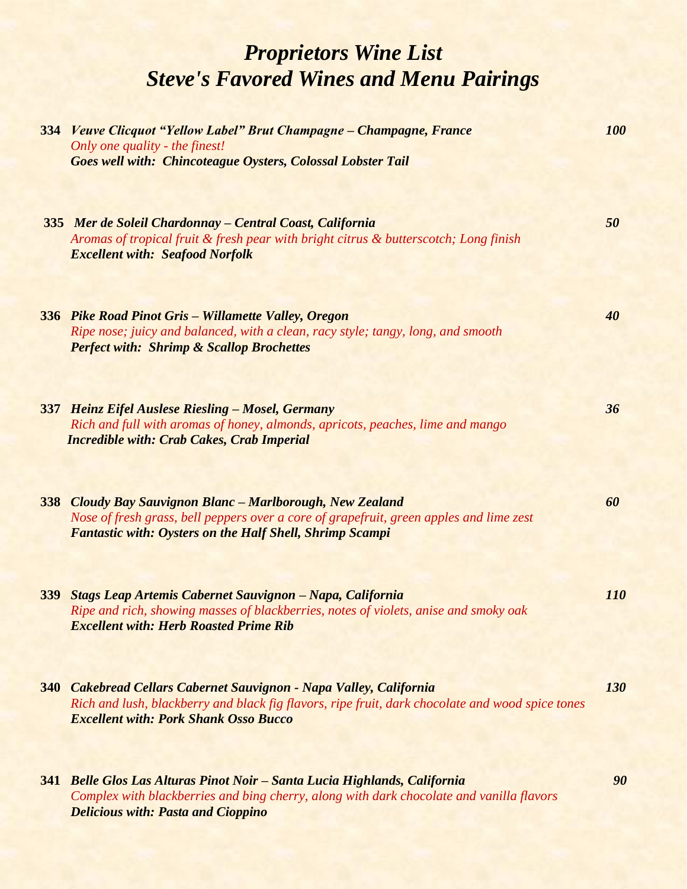# *Proprietors Wine List*
# *Steve's Favored Wines and Menu Pairings*

**334** ***Veuve Clicquot "Yellow Label" Brut Champagne – Champagne, France*** ***100***
*Only one quality - the finest!*
***Goes well with: Chincoteague Oysters, Colossal Lobster Tail***

**335** ***Mer de Soleil Chardonnay – Central Coast, California*** ***50***
*Aromas of tropical fruit & fresh pear with bright citrus & butterscotch; Long finish*
***Excellent with: Seafood Norfolk***

**336** ***Pike Road Pinot Gris – Willamette Valley, Oregon*** ***40***
*Ripe nose; juicy and balanced, with a clean, racy style; tangy, long, and smooth*
***Perfect with: Shrimp & Scallop Brochettes***

**337** ***Heinz Eifel Auslese Riesling – Mosel, Germany*** ***36***
*Rich and full with aromas of honey, almonds, apricots, peaches, lime and mango*
***Incredible with: Crab Cakes, Crab Imperial***

**338** ***Cloudy Bay Sauvignon Blanc – Marlborough, New Zealand*** ***60***
*Nose of fresh grass, bell peppers over a core of grapefruit, green apples and lime zest*
***Fantastic with: Oysters on the Half Shell, Shrimp Scampi***

**339** ***Stags Leap Artemis Cabernet Sauvignon – Napa, California*** ***110***
*Ripe and rich, showing masses of blackberries, notes of violets, anise and smoky oak*
***Excellent with: Herb Roasted Prime Rib***

**340** ***Cakebread Cellars Cabernet Sauvignon - Napa Valley, California*** ***130***
*Rich and lush, blackberry and black fig flavors, ripe fruit, dark chocolate and wood spice tones*
***Excellent with: Pork Shank Osso Bucco***

**341** ***Belle Glos Las Alturas Pinot Noir – Santa Lucia Highlands, California*** ***90***
*Complex with blackberries and bing cherry, along with dark chocolate and vanilla flavors*
***Delicious with: Pasta and Cioppino***